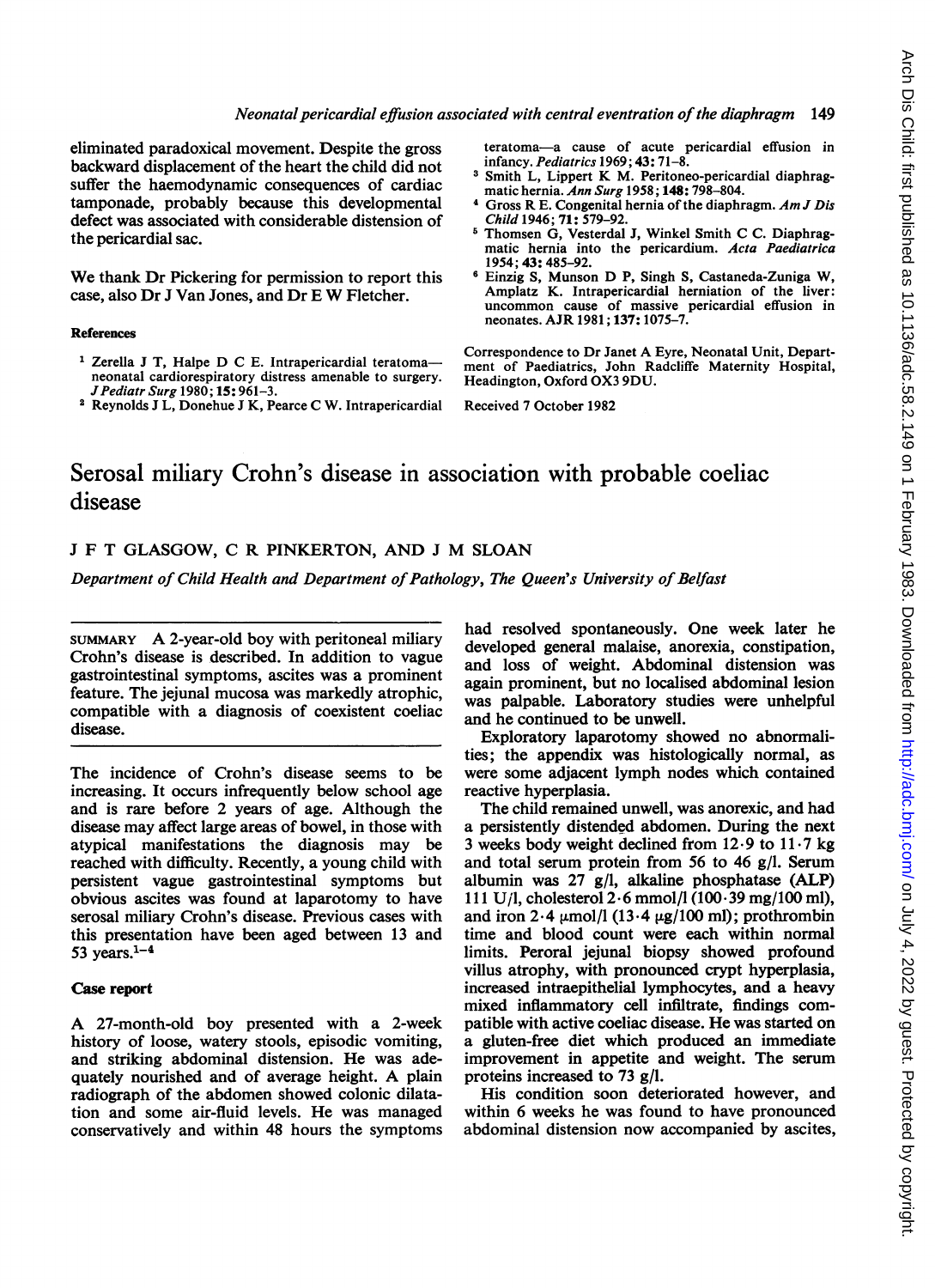eliminated paradoxical movement. Despite the gross backward displacement of the heart the child did not suffer the haemodynamic consequences of cardiac tamponade, probably because this developmental defect was associated with considerable distension of the pericardial sac.

We thank Dr Pickering for permission to report this case, also Dr J Van Jones, and Dr E W Fletcher.

### References

1. Zerella J T, Halpe D C E. Intrapericardial teratoma—neonatal cardiorespiratory distress amenable to surgery. *J Pediatr Surg* 1980; **15:** 961–3.
2. Reynolds J L, Donehue J K, Pearce C W. Intrapericardial teratoma—a cause of acute pericardial effusion in infancy. *Pediatrics* 1969; **43:** 71–8.
3. Smith L, Lippert K M. Peritoneo-pericardial diaphragmatic hernia. *Ann Surg* 1958; **148:** 798–804.
4. Gross R E. Congenital hernia of the diaphragm. *Am J Dis Child* 1946; **71:** 579–92.
5. Thomsen G, Vesterdal J, Winkel Smith C C. Diaphragmatic hernia into the pericardium. *Acta Paediatrica* 1954; **43:** 485–92.
6. Einzig S, Munson D P, Singh S, Castaneda-Zuniga W, Amplatz K. Intrapericardial herniation of the liver: uncommon cause of massive pericardial effusion in neonates. AJR 1981; **137:** 1075–7.

Correspondence to Dr Janet A Eyre, Neonatal Unit, Department of Paediatrics, John Radcliffe Maternity Hospital, Headington, Oxford OX3 9DU.

Received 7 October 1982

# Serosal miliary Crohn's disease in association with probable coeliac disease

J F T GLASGOW, C R PINKERTON, AND J M SLOAN

*Department of Child Health and Department of Pathology, The Queen's University of Belfast*

SUMMARY A 2-year-old boy with peritoneal miliary Crohn's disease is described. In addition to vague gastrointestinal symptoms, ascites was a prominent feature. The jejunal mucosa was markedly atrophic, compatible with a diagnosis of coexistent coeliac disease.

The incidence of Crohn's disease seems to be increasing. It occurs infrequently below school age and is rare before 2 years of age. Although the disease may affect large areas of bowel, in those with atypical manifestations the diagnosis may be reached with difficulty. Recently, a young child with persistent vague gastrointestinal symptoms but obvious ascites was found at laparotomy to have serosal miliary Crohn's disease. Previous cases with this presentation have been aged between 13 and 53 years.[1–4]

## Case report

A 27-month-old boy presented with a 2-week history of loose, watery stools, episodic vomiting, and striking abdominal distension. He was adequately nourished and of average height. A plain radiograph of the abdomen showed colonic dilatation and some air-fluid levels. He was managed conservatively and within 48 hours the symptoms had resolved spontaneously. One week later he developed general malaise, anorexia, constipation, and loss of weight. Abdominal distension was again prominent, but no localised abdominal lesion was palpable. Laboratory studies were unhelpful and he continued to be unwell.

Exploratory laparotomy showed no abnormalities; the appendix was histologically normal, as were some adjacent lymph nodes which contained reactive hyperplasia.

The child remained unwell, was anorexic, and had a persistently distended abdomen. During the next 3 weeks body weight declined from 12·9 to 11·7 kg and total serum protein from 56 to 46 g/l. Serum albumin was 27 g/l, alkaline phosphatase (ALP) 111 U/l, cholesterol 2·6 mmol/l (100·39 mg/100 ml), and iron 2·4 μmol/l (13·4 μg/100 ml); prothrombin time and blood count were each within normal limits. Peroral jejunal biopsy showed profound villus atrophy, with pronounced crypt hyperplasia, increased intraepithelial lymphocytes, and a heavy mixed inflammatory cell infiltrate, findings compatible with active coeliac disease. He was started on a gluten-free diet which produced an immediate improvement in appetite and weight. The serum proteins increased to 73 g/l.

His condition soon deteriorated however, and within 6 weeks he was found to have pronounced abdominal distension now accompanied by ascites,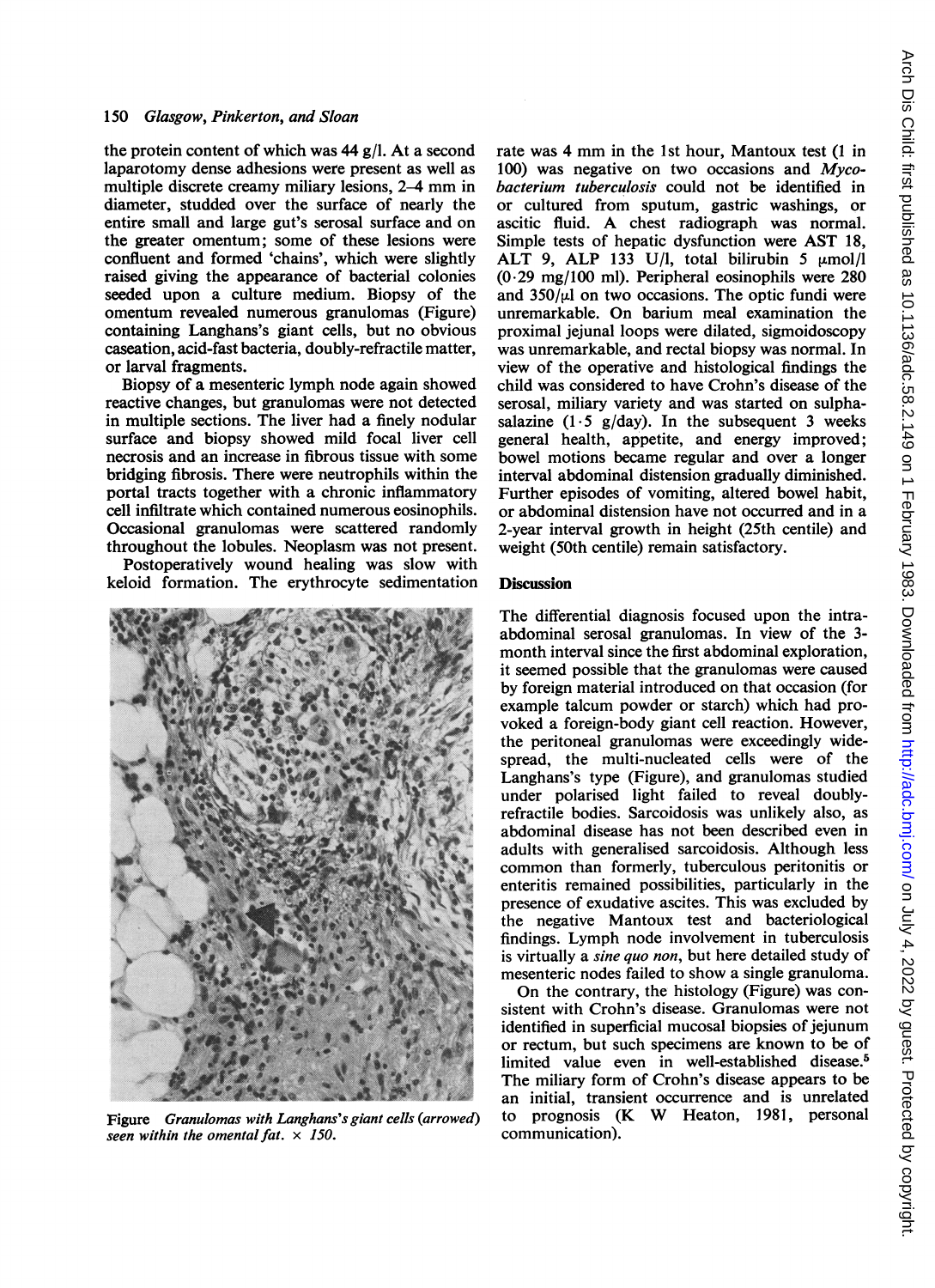the protein content of which was 44 g/l. At a second laparotomy dense adhesions were present as well as multiple discrete creamy miliary lesions, 2–4 mm in diameter, studded over the surface of nearly the entire small and large gut's serosal surface and on the greater omentum; some of these lesions were confluent and formed 'chains', which were slightly raised giving the appearance of bacterial colonies seeded upon a culture medium. Biopsy of the omentum revealed numerous granulomas (Figure) containing Langhans's giant cells, but no obvious caseation, acid-fast bacteria, doubly-refractile matter, or larval fragments.

Biopsy of a mesenteric lymph node again showed reactive changes, but granulomas were not detected in multiple sections. The liver had a finely nodular surface and biopsy showed mild focal liver cell necrosis and an increase in fibrous tissue with some bridging fibrosis. There were neutrophils within the portal tracts together with a chronic inflammatory cell infiltrate which contained numerous eosinophils. Occasional granulomas were scattered randomly throughout the lobules. Neoplasm was not present.

Postoperatively wound healing was slow with keloid formation. The erythrocyte sedimentation rate was 4 mm in the 1st hour, Mantoux test (1 in 100) was negative on two occasions and *Mycobacterium tuberculosis* could not be identified in or cultured from sputum, gastric washings, or ascitic fluid. A chest radiograph was normal. Simple tests of hepatic dysfunction were AST 18, ALT 9, ALP 133 U/l, total bilirubin 5 μmol/l (0·29 mg/100 ml). Peripheral eosinophils were 280 and 350/μl on two occasions. The optic fundi were unremarkable. On barium meal examination the proximal jejunal loops were dilated, sigmoidoscopy was unremarkable, and rectal biopsy was normal. In view of the operative and histological findings the child was considered to have Crohn's disease of the serosal, miliary variety and was started on sulphasalazine (1·5 g/day). In the subsequent 3 weeks general health, appetite, and energy improved; bowel motions became regular and over a longer interval abdominal distension gradually diminished. Further episodes of vomiting, altered bowel habit, or abdominal distension have not occurred and in a 2-year interval growth in height (25th centile) and weight (50th centile) remain satisfactory.

Figure *Granulomas with Langhans's giant cells (arrowed) seen within the omental fat.* × *150.*

## Discussion

The differential diagnosis focused upon the intra-abdominal serosal granulomas. In view of the 3-month interval since the first abdominal exploration, it seemed possible that the granulomas were caused by foreign material introduced on that occasion (for example talcum powder or starch) which had provoked a foreign-body giant cell reaction. However, the peritoneal granulomas were exceedingly widespread, the multi-nucleated cells were of the Langhans's type (Figure), and granulomas studied under polarised light failed to reveal doubly-refractile bodies. Sarcoidosis was unlikely also, as abdominal disease has not been described even in adults with generalised sarcoidosis. Although less common than formerly, tuberculous peritonitis or enteritis remained possibilities, particularly in the presence of exudative ascites. This was excluded by the negative Mantoux test and bacteriological findings. Lymph node involvement in tuberculosis is virtually a *sine quo non*, but here detailed study of mesenteric nodes failed to show a single granuloma.

On the contrary, the histology (Figure) was consistent with Crohn's disease. Granulomas were not identified in superficial mucosal biopsies of jejunum or rectum, but such specimens are known to be of limited value even in well-established disease.[5] The miliary form of Crohn's disease appears to be an initial, transient occurrence and is unrelated to prognosis (K W Heaton, 1981, personal communication).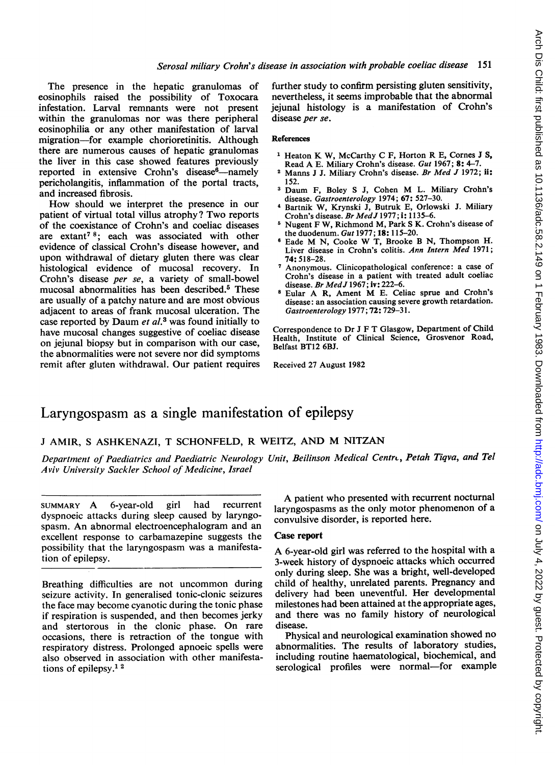The presence in the hepatic granulomas of eosinophils raised the possibility of Toxocara infestation. Larval remnants were not present within the granulomas nor was there peripheral eosinophilia or any other manifestation of larval migration—for example chorioretinitis. Although there are numerous causes of hepatic granulomas the liver in this case showed features previously reported in extensive Crohn's disease[6]—namely pericholangitis, inflammation of the portal tracts, and increased fibrosis.

How should we interpret the presence in our patient of virtual total villus atrophy? Two reports of the coexistance of Crohn's and coeliac diseases are extant[7 8]; each was associated with other evidence of classical Crohn's disease however, and upon withdrawal of dietary gluten there was clear histological evidence of mucosal recovery. In Crohn's disease *per se*, a variety of small-bowel mucosal abnormalities has been described.[5] These are usually of a patchy nature and are most obvious adjacent to areas of frank mucosal ulceration. The case reported by Daum *et al.*[3] was found initially to have mucosal changes suggestive of coeliac disease on jejunal biopsy but in comparison with our case, the abnormalities were not severe nor did symptoms remit after gluten withdrawal. Our patient requires further study to confirm persisting gluten sensitivity, nevertheless, it seems improbable that the abnormal jejunal histology is a manifestation of Crohn's disease *per se*.

### References

1. Heaton K W, McCarthy C F, Horton R E, Cornes J S, Read A E. Miliary Crohn's disease. *Gut* 1967; **8:** 4–7.
2. Manns J J. Miliary Crohn's disease. *Br Med J* 1972; **ii:** 152.
3. Daum F, Boley S J, Cohen M L. Miliary Crohn's disease. *Gastroenterology* 1974; **67:** 527–30.
4. Bartnik W, Krynski J, Butruk E, Orlowski J. Miliary Crohn's disease. *Br Med J* 1977; **i:** 1135–6.
5. Nugent F W, Richmond M, Park S K. Crohn's disease of the duodenum. *Gut* 1977; **18:** 115–20.
6. Eade M N, Cooke W T, Brooke B N, Thompson H. Liver disease in Crohn's colitis. *Ann Intern Med* 1971; **74:** 518–28.
7. Anonymous. Clinicopathological conference: a case of Crohn's disease in a patient with treated adult coeliac disease. *Br Med J* 1967; **iv:** 222–6.
8. Eular A R, Ament M E. Celiac sprue and Crohn's disease: an association causing severe growth retardation. *Gastroenterology* 1977; **72:** 729–31.

Correspondence to Dr J F T Glasgow, Department of Child Health, Institute of Clinical Science, Grosvenor Road, Belfast BT12 6BJ.

Received 27 August 1982

# Laryngospasm as a single manifestation of epilepsy

J AMIR, S ASHKENAZI, T SCHONFELD, R WEITZ, AND M NITZAN

*Department of Paediatrics and Paediatric Neurology Unit, Beilinson Medical Centre, Petah Tiqva, and Tel Aviv University Sackler School of Medicine, Israel*

SUMMARY A 6-year-old girl had recurrent dyspnoeic attacks during sleep caused by laryngospasm. An abnormal electroencephalogram and an excellent response to carbamazepine suggests the possibility that the laryngospasm was a manifestation of epilepsy.

Breathing difficulties are not uncommon during seizure activity. In generalised tonic-clonic seizures the face may become cyanotic during the tonic phase if respiration is suspended, and then becomes jerky and stertorous in the clonic phase. On rare occasions, there is retraction of the tongue with respiratory distress. Prolonged apnoeic spells were also observed in association with other manifestations of epilepsy.[1 2]

A patient who presented with recurrent nocturnal laryngospasms as the only motor phenomenon of a convulsive disorder, is reported here.

## Case report

A 6-year-old girl was referred to the hospital with a 3-week history of dyspnoeic attacks which occurred only during sleep. She was a bright, well-developed child of healthy, unrelated parents. Pregnancy and delivery had been uneventful. Her developmental milestones had been attained at the appropriate ages, and there was no family history of neurological disease.

Physical and neurological examination showed no abnormalities. The results of laboratory studies, including routine haematological, biochemical, and serological profiles were normal—for example